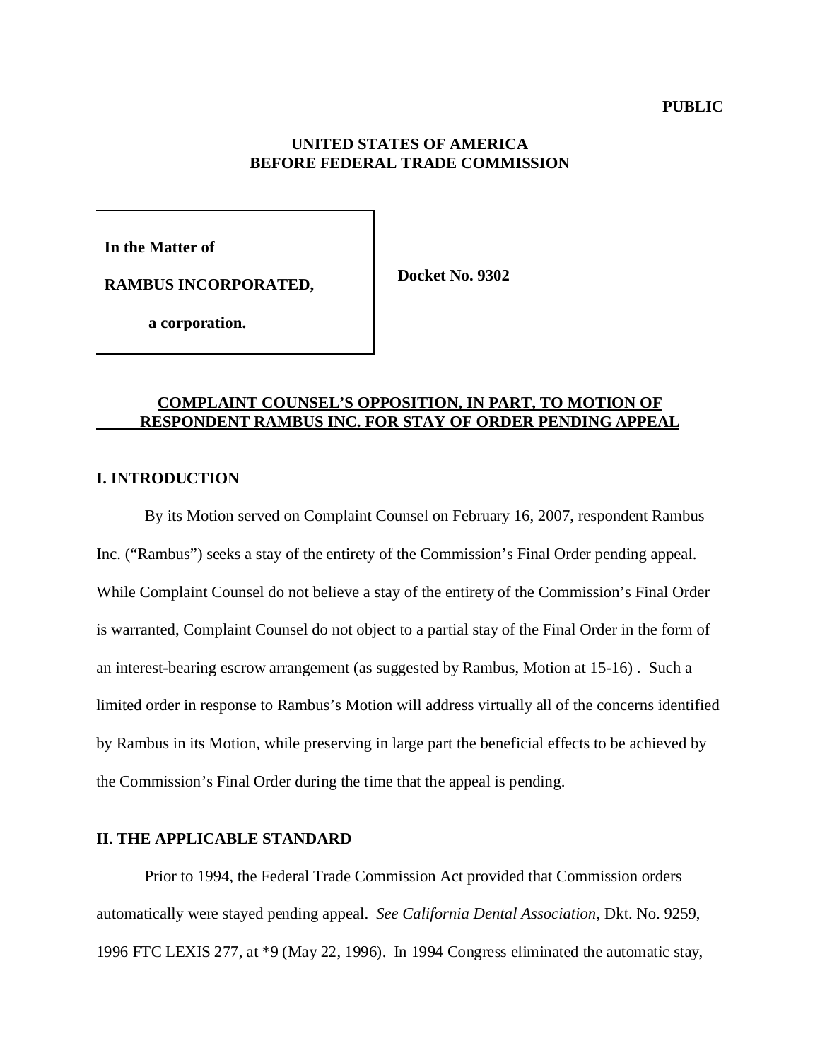**PUBLIC**

**UNITED STATES OF AMERICA**
**BEFORE FEDERAL TRADE COMMISSION**

| | |
|---|---|
| **In the Matter of**<br><br>**RAMBUS INCORPORATED,**<br><br>**a corporation.** | **Docket No. 9302** |

## COMPLAINT COUNSEL'S OPPOSITION, IN PART, TO MOTION OF RESPONDENT RAMBUS INC. FOR STAY OF ORDER PENDING APPEAL

### I. INTRODUCTION

By its Motion served on Complaint Counsel on February 16, 2007, respondent Rambus Inc. ("Rambus") seeks a stay of the entirety of the Commission's Final Order pending appeal. While Complaint Counsel do not believe a stay of the entirety of the Commission's Final Order is warranted, Complaint Counsel do not object to a partial stay of the Final Order in the form of an interest-bearing escrow arrangement (as suggested by Rambus, Motion at 15-16) . Such a limited order in response to Rambus's Motion will address virtually all of the concerns identified by Rambus in its Motion, while preserving in large part the beneficial effects to be achieved by the Commission's Final Order during the time that the appeal is pending.

### II. THE APPLICABLE STANDARD

Prior to 1994, the Federal Trade Commission Act provided that Commission orders automatically were stayed pending appeal. *See California Dental Association*, Dkt. No. 9259, 1996 FTC LEXIS 277, at *9 (May 22, 1996). In 1994 Congress eliminated the automatic stay,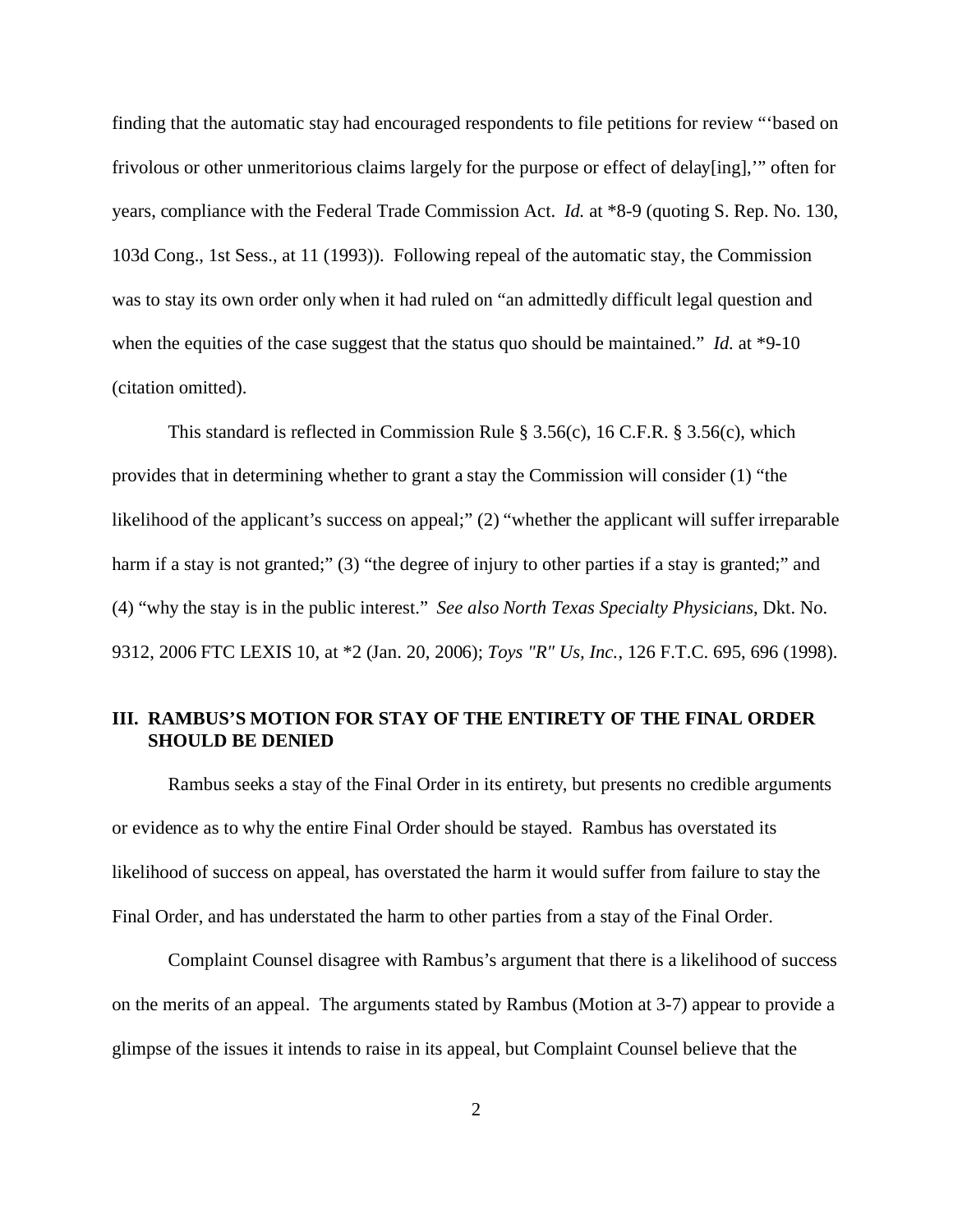finding that the automatic stay had encouraged respondents to file petitions for review "'based on frivolous or other unmeritorious claims largely for the purpose or effect of delay[ing],'" often for years, compliance with the Federal Trade Commission Act. *Id.* at *8-9 (quoting S. Rep. No. 130, 103d Cong., 1st Sess., at 11 (1993)). Following repeal of the automatic stay, the Commission was to stay its own order only when it had ruled on "an admittedly difficult legal question and when the equities of the case suggest that the status quo should be maintained." *Id.* at *9-10 (citation omitted).

This standard is reflected in Commission Rule § 3.56(c), 16 C.F.R. § 3.56(c), which provides that in determining whether to grant a stay the Commission will consider (1) "the likelihood of the applicant's success on appeal;" (2) "whether the applicant will suffer irreparable harm if a stay is not granted;" (3) "the degree of injury to other parties if a stay is granted;" and (4) "why the stay is in the public interest." *See also North Texas Specialty Physicians*, Dkt. No. 9312, 2006 FTC LEXIS 10, at *2 (Jan. 20, 2006); *Toys "R" Us, Inc.*, 126 F.T.C. 695, 696 (1998).

## III. RAMBUS'S MOTION FOR STAY OF THE ENTIRETY OF THE FINAL ORDER SHOULD BE DENIED

Rambus seeks a stay of the Final Order in its entirety, but presents no credible arguments or evidence as to why the entire Final Order should be stayed. Rambus has overstated its likelihood of success on appeal, has overstated the harm it would suffer from failure to stay the Final Order, and has understated the harm to other parties from a stay of the Final Order.

Complaint Counsel disagree with Rambus's argument that there is a likelihood of success on the merits of an appeal. The arguments stated by Rambus (Motion at 3-7) appear to provide a glimpse of the issues it intends to raise in its appeal, but Complaint Counsel believe that the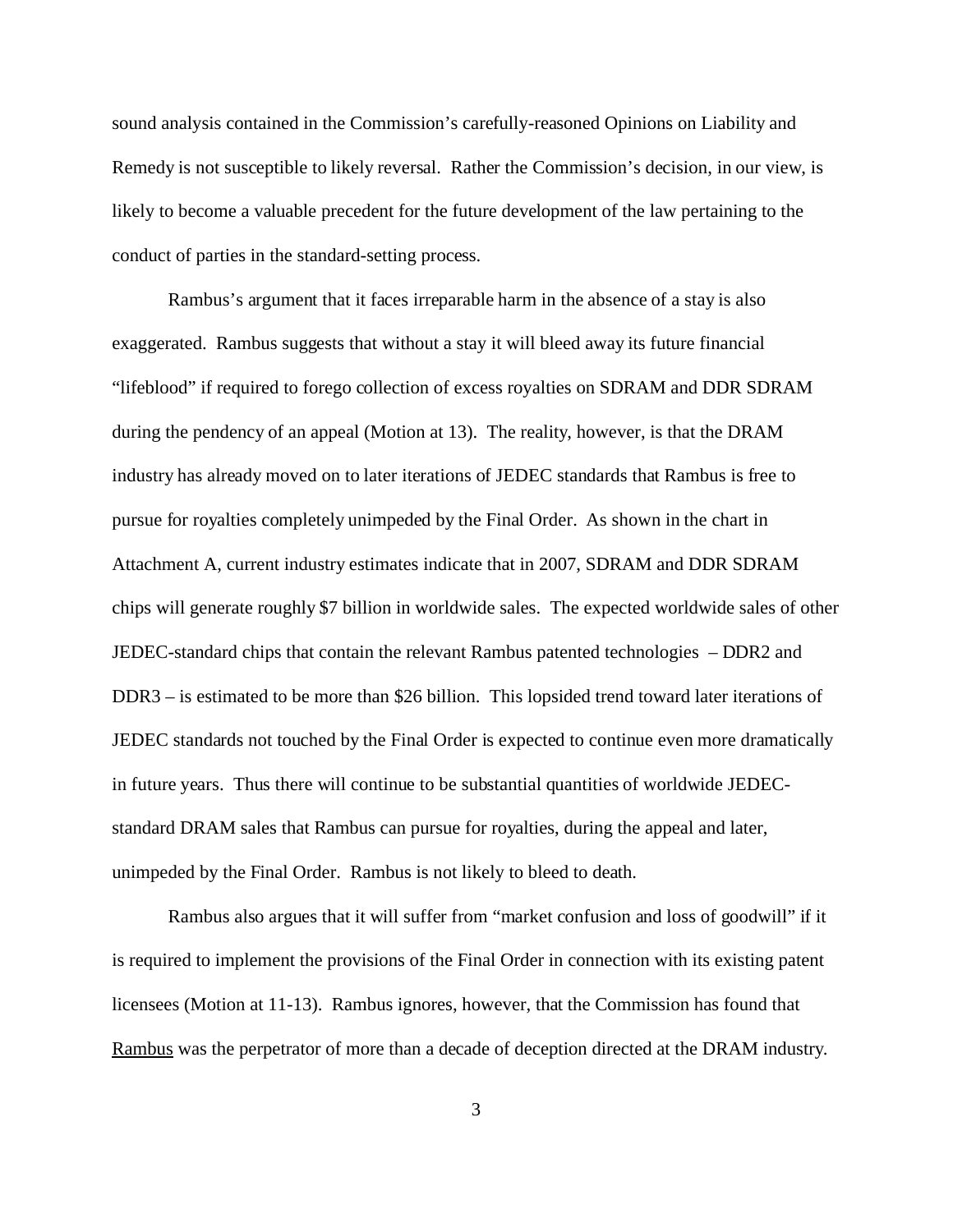sound analysis contained in the Commission's carefully-reasoned Opinions on Liability and Remedy is not susceptible to likely reversal. Rather the Commission's decision, in our view, is likely to become a valuable precedent for the future development of the law pertaining to the conduct of parties in the standard-setting process.

Rambus's argument that it faces irreparable harm in the absence of a stay is also exaggerated. Rambus suggests that without a stay it will bleed away its future financial "lifeblood" if required to forego collection of excess royalties on SDRAM and DDR SDRAM during the pendency of an appeal (Motion at 13). The reality, however, is that the DRAM industry has already moved on to later iterations of JEDEC standards that Rambus is free to pursue for royalties completely unimpeded by the Final Order. As shown in the chart in Attachment A, current industry estimates indicate that in 2007, SDRAM and DDR SDRAM chips will generate roughly $7 billion in worldwide sales. The expected worldwide sales of other JEDEC-standard chips that contain the relevant Rambus patented technologies – DDR2 and DDR3 – is estimated to be more than $26 billion. This lopsided trend toward later iterations of JEDEC standards not touched by the Final Order is expected to continue even more dramatically in future years. Thus there will continue to be substantial quantities of worldwide JEDEC-standard DRAM sales that Rambus can pursue for royalties, during the appeal and later, unimpeded by the Final Order. Rambus is not likely to bleed to death.

Rambus also argues that it will suffer from "market confusion and loss of goodwill" if it is required to implement the provisions of the Final Order in connection with its existing patent licensees (Motion at 11-13). Rambus ignores, however, that the Commission has found that Rambus was the perpetrator of more than a decade of deception directed at the DRAM industry.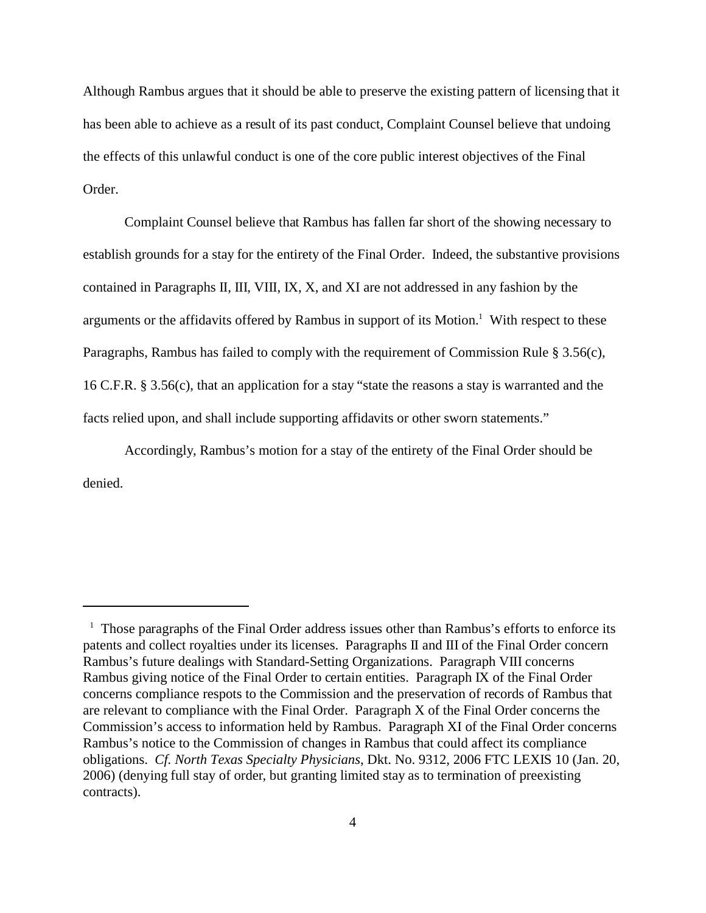Although Rambus argues that it should be able to preserve the existing pattern of licensing that it has been able to achieve as a result of its past conduct, Complaint Counsel believe that undoing the effects of this unlawful conduct is one of the core public interest objectives of the Final Order.

Complaint Counsel believe that Rambus has fallen far short of the showing necessary to establish grounds for a stay for the entirety of the Final Order. Indeed, the substantive provisions contained in Paragraphs II, III, VIII, IX, X, and XI are not addressed in any fashion by the arguments or the affidavits offered by Rambus in support of its Motion.[1] With respect to these Paragraphs, Rambus has failed to comply with the requirement of Commission Rule § 3.56(c), 16 C.F.R. § 3.56(c), that an application for a stay "state the reasons a stay is warranted and the facts relied upon, and shall include supporting affidavits or other sworn statements."

Accordingly, Rambus's motion for a stay of the entirety of the Final Order should be denied.

---

[1] Those paragraphs of the Final Order address issues other than Rambus's efforts to enforce its patents and collect royalties under its licenses. Paragraphs II and III of the Final Order concern Rambus's future dealings with Standard-Setting Organizations. Paragraph VIII concerns Rambus giving notice of the Final Order to certain entities. Paragraph IX of the Final Order concerns compliance respots to the Commission and the preservation of records of Rambus that are relevant to compliance with the Final Order. Paragraph X of the Final Order concerns the Commission's access to information held by Rambus. Paragraph XI of the Final Order concerns Rambus's notice to the Commission of changes in Rambus that could affect its compliance obligations. *Cf. North Texas Specialty Physicians*, Dkt. No. 9312, 2006 FTC LEXIS 10 (Jan. 20, 2006) (denying full stay of order, but granting limited stay as to termination of preexisting contracts).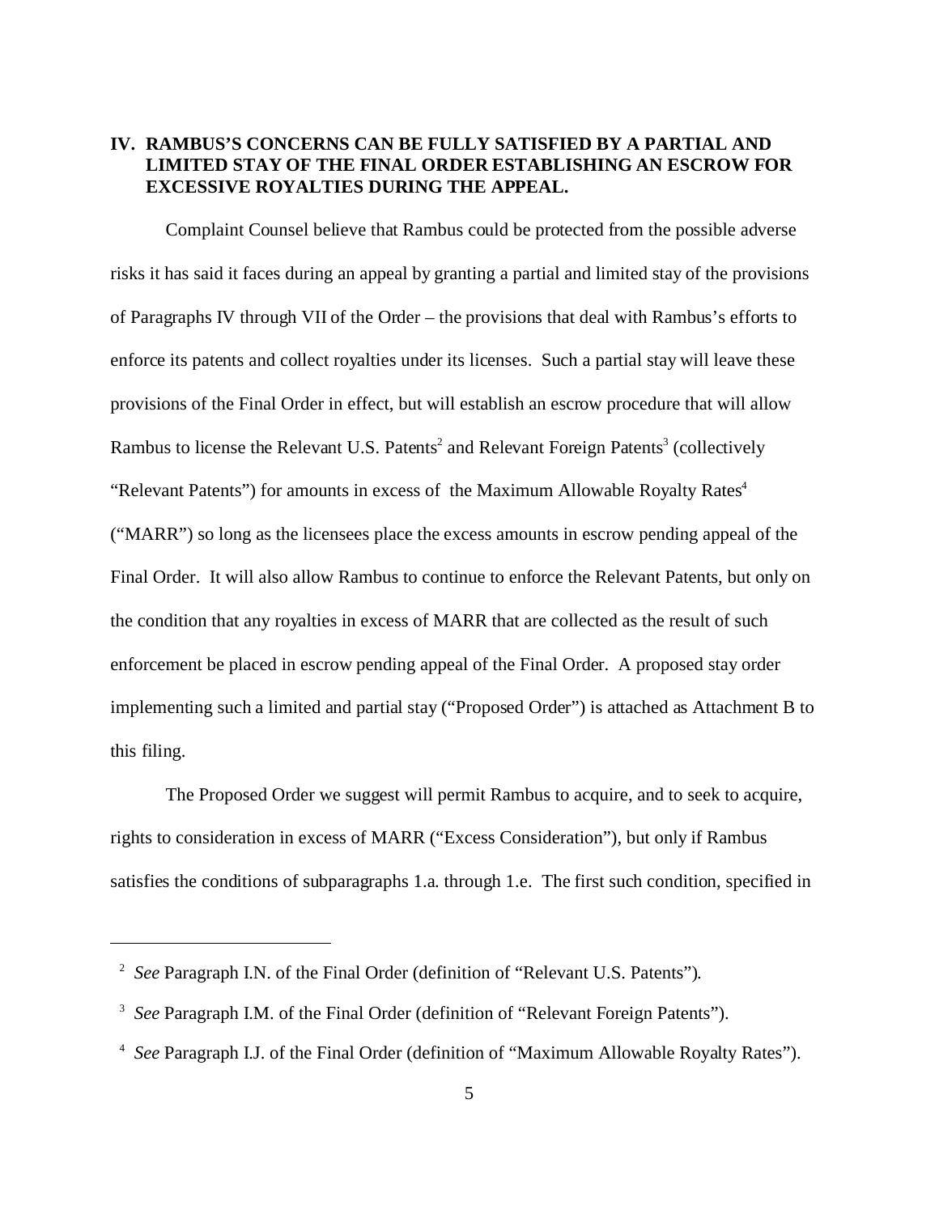## IV. RAMBUS'S CONCERNS CAN BE FULLY SATISFIED BY A PARTIAL AND LIMITED STAY OF THE FINAL ORDER ESTABLISHING AN ESCROW FOR EXCESSIVE ROYALTIES DURING THE APPEAL.

Complaint Counsel believe that Rambus could be protected from the possible adverse risks it has said it faces during an appeal by granting a partial and limited stay of the provisions of Paragraphs IV through VII of the Order – the provisions that deal with Rambus's efforts to enforce its patents and collect royalties under its licenses. Such a partial stay will leave these provisions of the Final Order in effect, but will establish an escrow procedure that will allow Rambus to license the Relevant U.S. Patents[2] and Relevant Foreign Patents[3] (collectively "Relevant Patents") for amounts in excess of the Maximum Allowable Royalty Rates[4] ("MARR") so long as the licensees place the excess amounts in escrow pending appeal of the Final Order. It will also allow Rambus to continue to enforce the Relevant Patents, but only on the condition that any royalties in excess of MARR that are collected as the result of such enforcement be placed in escrow pending appeal of the Final Order. A proposed stay order implementing such a limited and partial stay ("Proposed Order") is attached as Attachment B to this filing.

The Proposed Order we suggest will permit Rambus to acquire, and to seek to acquire, rights to consideration in excess of MARR ("Excess Consideration"), but only if Rambus satisfies the conditions of subparagraphs 1.a. through 1.e. The first such condition, specified in

---

[2] *See* Paragraph I.N. of the Final Order (definition of "Relevant U.S. Patents").

[3] *See* Paragraph I.M. of the Final Order (definition of "Relevant Foreign Patents").

[4] *See* Paragraph I.J. of the Final Order (definition of "Maximum Allowable Royalty Rates").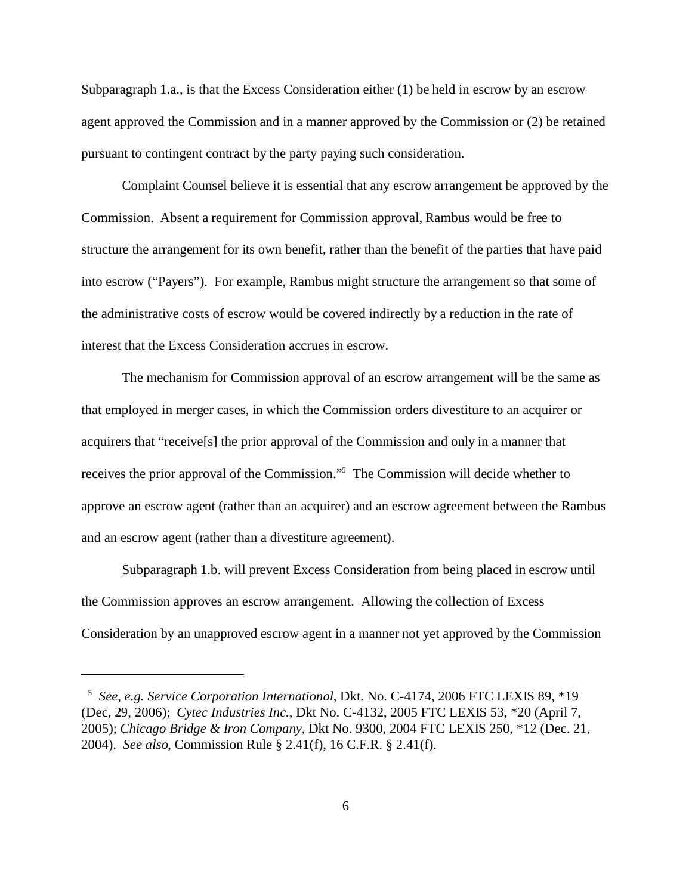Subparagraph 1.a., is that the Excess Consideration either (1) be held in escrow by an escrow agent approved the Commission and in a manner approved by the Commission or (2) be retained pursuant to contingent contract by the party paying such consideration.

Complaint Counsel believe it is essential that any escrow arrangement be approved by the Commission. Absent a requirement for Commission approval, Rambus would be free to structure the arrangement for its own benefit, rather than the benefit of the parties that have paid into escrow ("Payers"). For example, Rambus might structure the arrangement so that some of the administrative costs of escrow would be covered indirectly by a reduction in the rate of interest that the Excess Consideration accrues in escrow.

The mechanism for Commission approval of an escrow arrangement will be the same as that employed in merger cases, in which the Commission orders divestiture to an acquirer or acquirers that "receive[s] the prior approval of the Commission and only in a manner that receives the prior approval of the Commission."[5] The Commission will decide whether to approve an escrow agent (rather than an acquirer) and an escrow agreement between the Rambus and an escrow agent (rather than a divestiture agreement).

Subparagraph 1.b. will prevent Excess Consideration from being placed in escrow until the Commission approves an escrow arrangement. Allowing the collection of Excess Consideration by an unapproved escrow agent in a manner not yet approved by the Commission

---

[5] *See, e.g. Service Corporation International*, Dkt. No. C-4174, 2006 FTC LEXIS 89, *19 (Dec, 29, 2006); *Cytec Industries Inc.*, Dkt No. C-4132, 2005 FTC LEXIS 53, *20 (April 7, 2005); *Chicago Bridge & Iron Company*, Dkt No. 9300, 2004 FTC LEXIS 250, *12 (Dec. 21, 2004). *See also*, Commission Rule § 2.41(f), 16 C.F.R. § 2.41(f).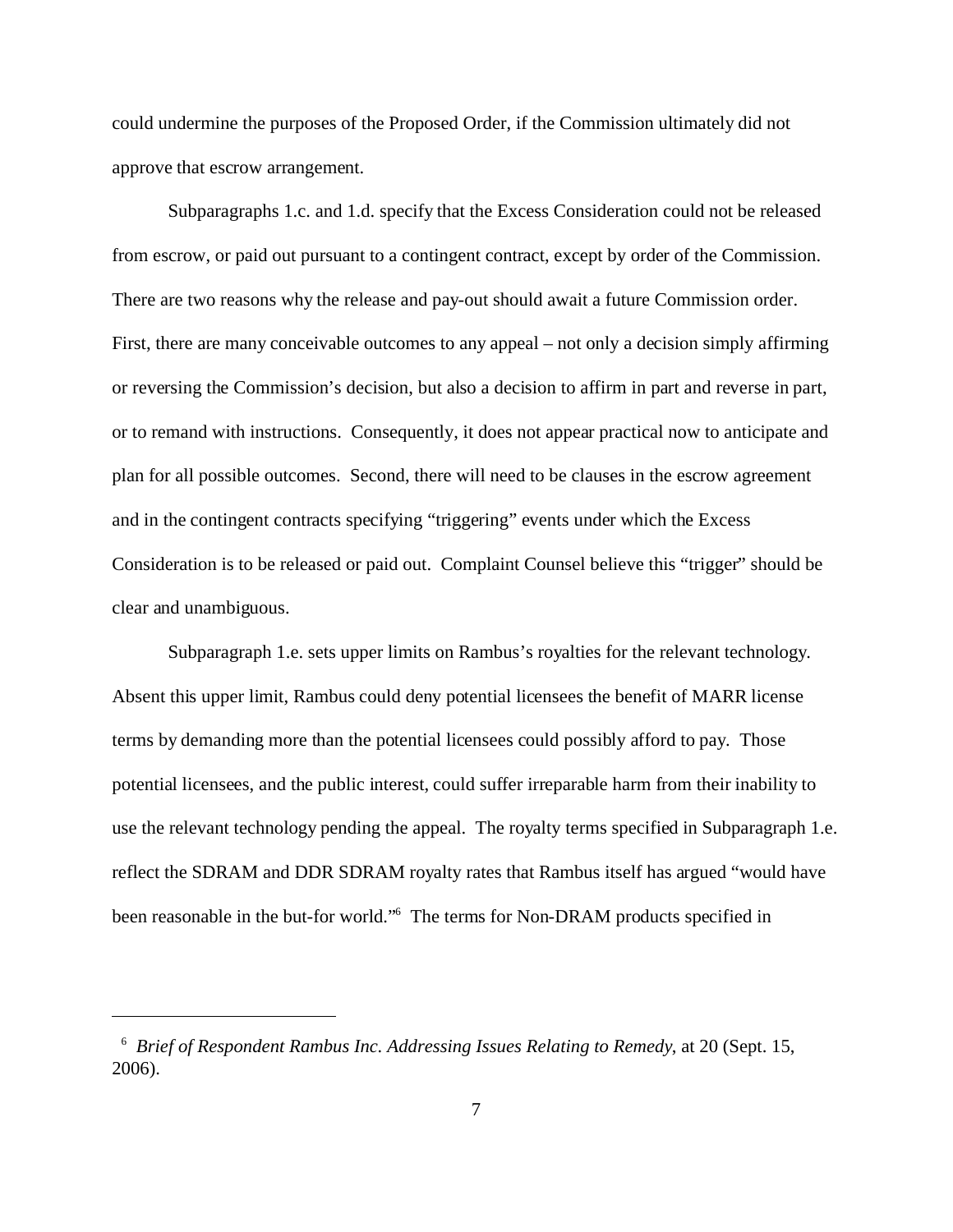could undermine the purposes of the Proposed Order, if the Commission ultimately did not approve that escrow arrangement.

Subparagraphs 1.c. and 1.d. specify that the Excess Consideration could not be released from escrow, or paid out pursuant to a contingent contract, except by order of the Commission. There are two reasons why the release and pay-out should await a future Commission order. First, there are many conceivable outcomes to any appeal – not only a decision simply affirming or reversing the Commission's decision, but also a decision to affirm in part and reverse in part, or to remand with instructions. Consequently, it does not appear practical now to anticipate and plan for all possible outcomes. Second, there will need to be clauses in the escrow agreement and in the contingent contracts specifying "triggering" events under which the Excess Consideration is to be released or paid out. Complaint Counsel believe this "trigger" should be clear and unambiguous.

Subparagraph 1.e. sets upper limits on Rambus's royalties for the relevant technology. Absent this upper limit, Rambus could deny potential licensees the benefit of MARR license terms by demanding more than the potential licensees could possibly afford to pay. Those potential licensees, and the public interest, could suffer irreparable harm from their inability to use the relevant technology pending the appeal. The royalty terms specified in Subparagraph 1.e. reflect the SDRAM and DDR SDRAM royalty rates that Rambus itself has argued "would have been reasonable in the but-for world."[6] The terms for Non-DRAM products specified in

---

[6] *Brief of Respondent Rambus Inc. Addressing Issues Relating to Remedy*, at 20 (Sept. 15, 2006).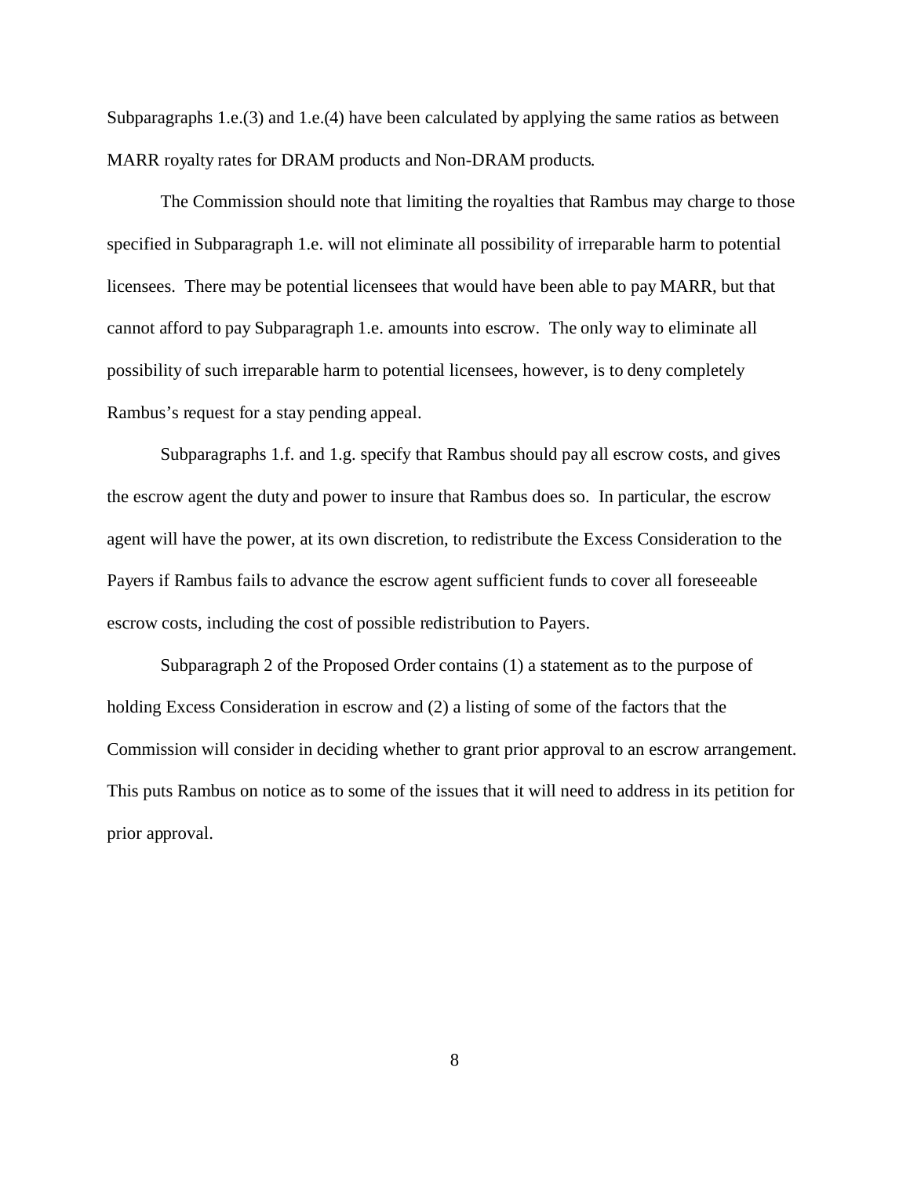Subparagraphs 1.e.(3) and 1.e.(4) have been calculated by applying the same ratios as between MARR royalty rates for DRAM products and Non-DRAM products.

The Commission should note that limiting the royalties that Rambus may charge to those specified in Subparagraph 1.e. will not eliminate all possibility of irreparable harm to potential licensees. There may be potential licensees that would have been able to pay MARR, but that cannot afford to pay Subparagraph 1.e. amounts into escrow. The only way to eliminate all possibility of such irreparable harm to potential licensees, however, is to deny completely Rambus's request for a stay pending appeal.

Subparagraphs 1.f. and 1.g. specify that Rambus should pay all escrow costs, and gives the escrow agent the duty and power to insure that Rambus does so. In particular, the escrow agent will have the power, at its own discretion, to redistribute the Excess Consideration to the Payers if Rambus fails to advance the escrow agent sufficient funds to cover all foreseeable escrow costs, including the cost of possible redistribution to Payers.

Subparagraph 2 of the Proposed Order contains (1) a statement as to the purpose of holding Excess Consideration in escrow and (2) a listing of some of the factors that the Commission will consider in deciding whether to grant prior approval to an escrow arrangement. This puts Rambus on notice as to some of the issues that it will need to address in its petition for prior approval.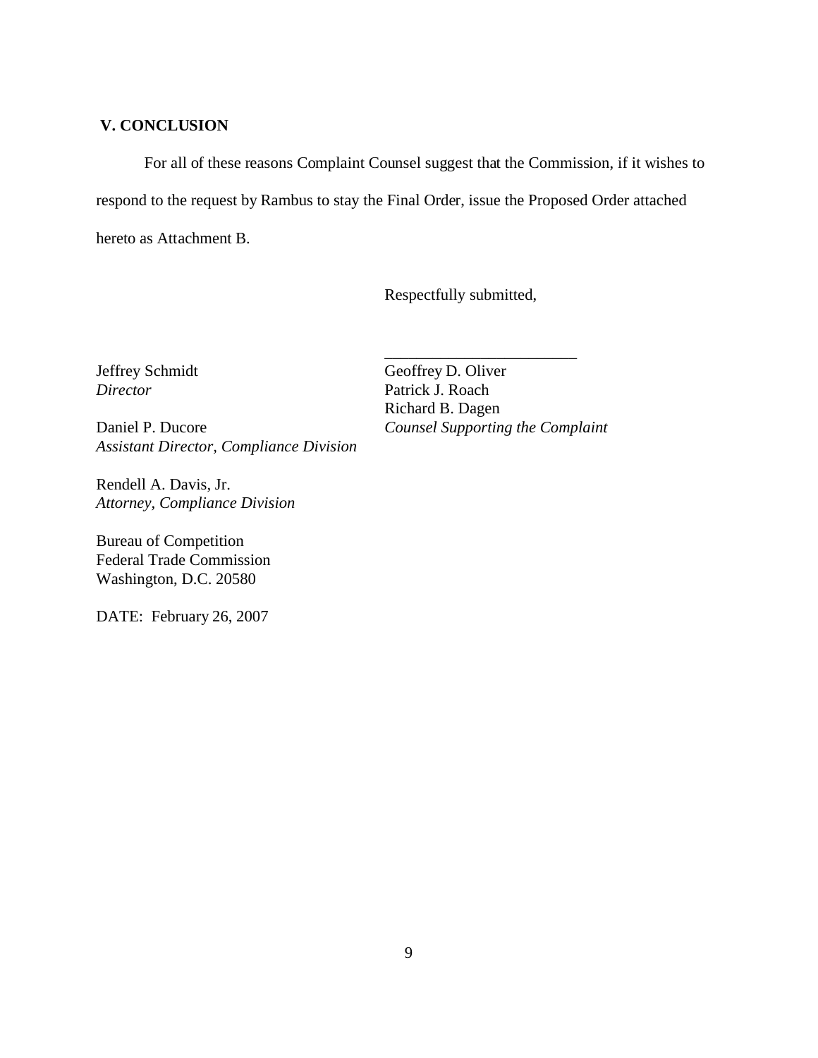## V. CONCLUSION

For all of these reasons Complaint Counsel suggest that the Commission, if it wishes to respond to the request by Rambus to stay the Final Order, issue the Proposed Order attached hereto as Attachment B.

Respectfully submitted,

\_\_\_\_\_\_\_\_\_\_\_\_\_\_\_\_\_\_\_\_\_\_\_\_\_\_

Geoffrey D. Oliver
Patrick J. Roach
Richard B. Dagen
*Counsel Supporting the Complaint*

Jeffrey Schmidt
*Director*

Daniel P. Ducore
*Assistant Director, Compliance Division*

Rendell A. Davis, Jr.
*Attorney, Compliance Division*

Bureau of Competition
Federal Trade Commission
Washington, D.C. 20580

DATE: February 26, 2007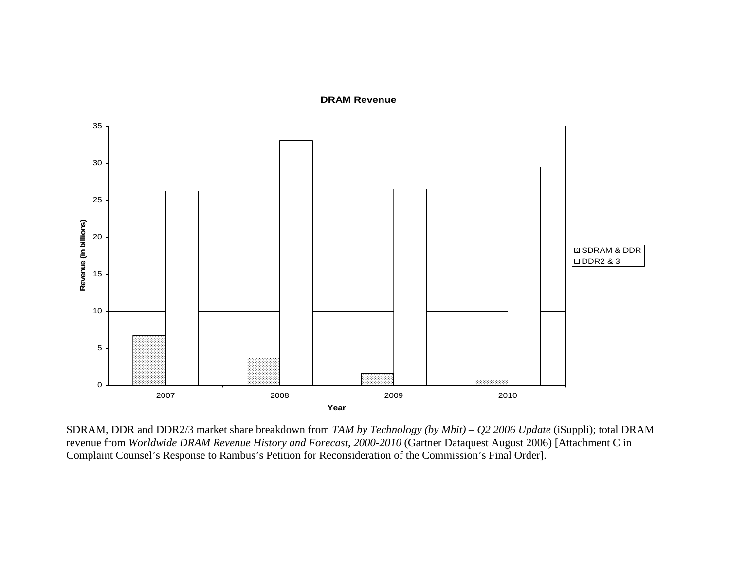**DRAM Revenue**

SDRAM, DDR and DDR2/3 market share breakdown from *TAM by Technology (by Mbit) – Q2 2006 Update* (iSuppli); total DRAM revenue from *Worldwide DRAM Revenue History and Forecast, 2000-2010* (Gartner Dataquest August 2006) [Attachment C in Complaint Counsel's Response to Rambus's Petition for Reconsideration of the Commission's Final Order].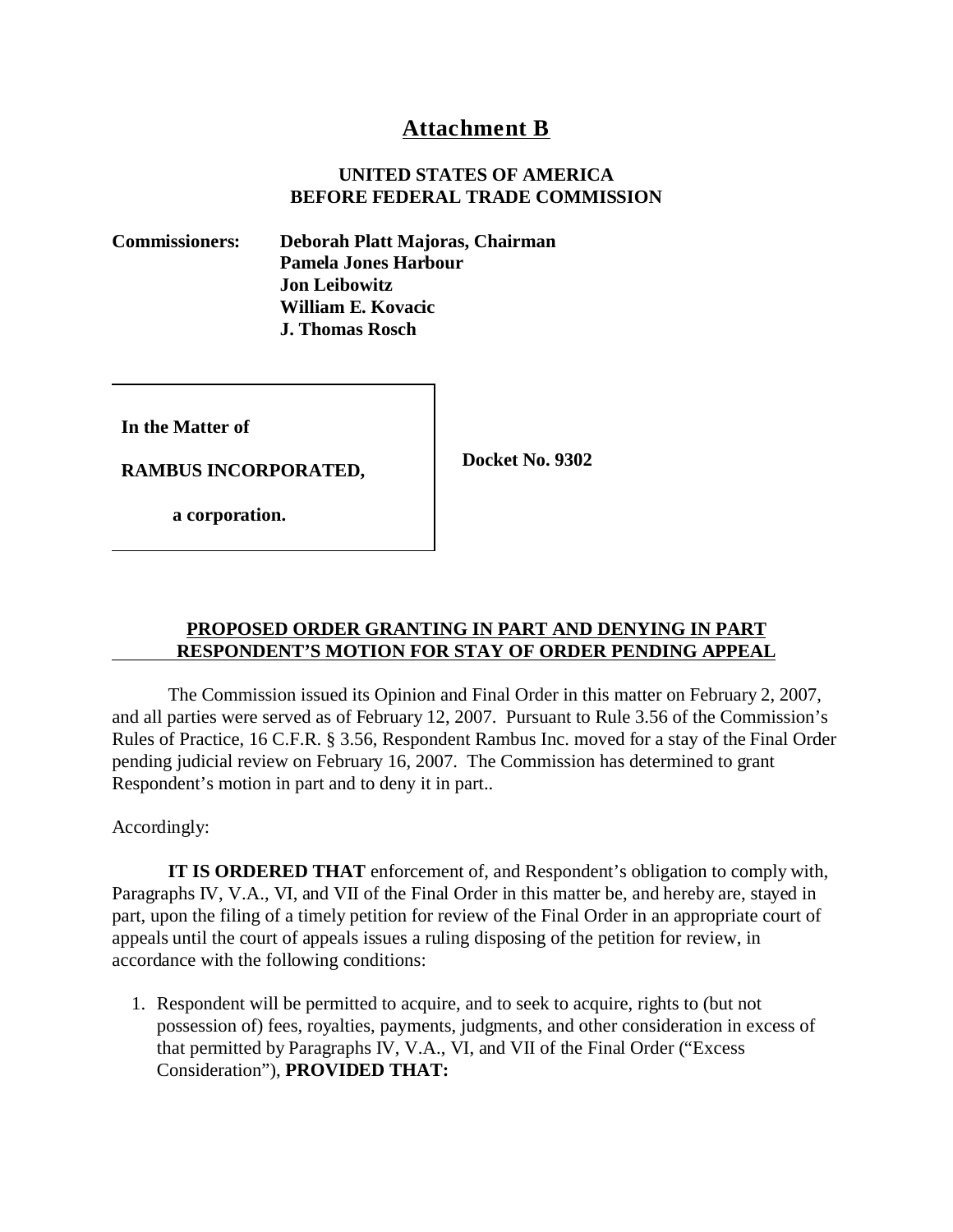# Attachment B

**UNITED STATES OF AMERICA**
**BEFORE FEDERAL TRADE COMMISSION**

**Commissioners:** **Deborah Platt Majoras, Chairman**
**Pamela Jones Harbour**
**Jon Leibowitz**
**William E. Kovacic**
**J. Thomas Rosch**

| | |
|---|---|
| **In the Matter of**<br><br>**RAMBUS INCORPORATED,**<br><br>**a corporation.** | **Docket No. 9302** |

**PROPOSED ORDER GRANTING IN PART AND DENYING IN PART RESPONDENT'S MOTION FOR STAY OF ORDER PENDING APPEAL**

The Commission issued its Opinion and Final Order in this matter on February 2, 2007, and all parties were served as of February 12, 2007. Pursuant to Rule 3.56 of the Commission's Rules of Practice, 16 C.F.R. § 3.56, Respondent Rambus Inc. moved for a stay of the Final Order pending judicial review on February 16, 2007. The Commission has determined to grant Respondent's motion in part and to deny it in part..

Accordingly:

**IT IS ORDERED THAT** enforcement of, and Respondent's obligation to comply with, Paragraphs IV, V.A., VI, and VII of the Final Order in this matter be, and hereby are, stayed in part, upon the filing of a timely petition for review of the Final Order in an appropriate court of appeals until the court of appeals issues a ruling disposing of the petition for review, in accordance with the following conditions:

1. Respondent will be permitted to acquire, and to seek to acquire, rights to (but not possession of) fees, royalties, payments, judgments, and other consideration in excess of that permitted by Paragraphs IV, V.A., VI, and VII of the Final Order ("Excess Consideration"), **PROVIDED THAT:**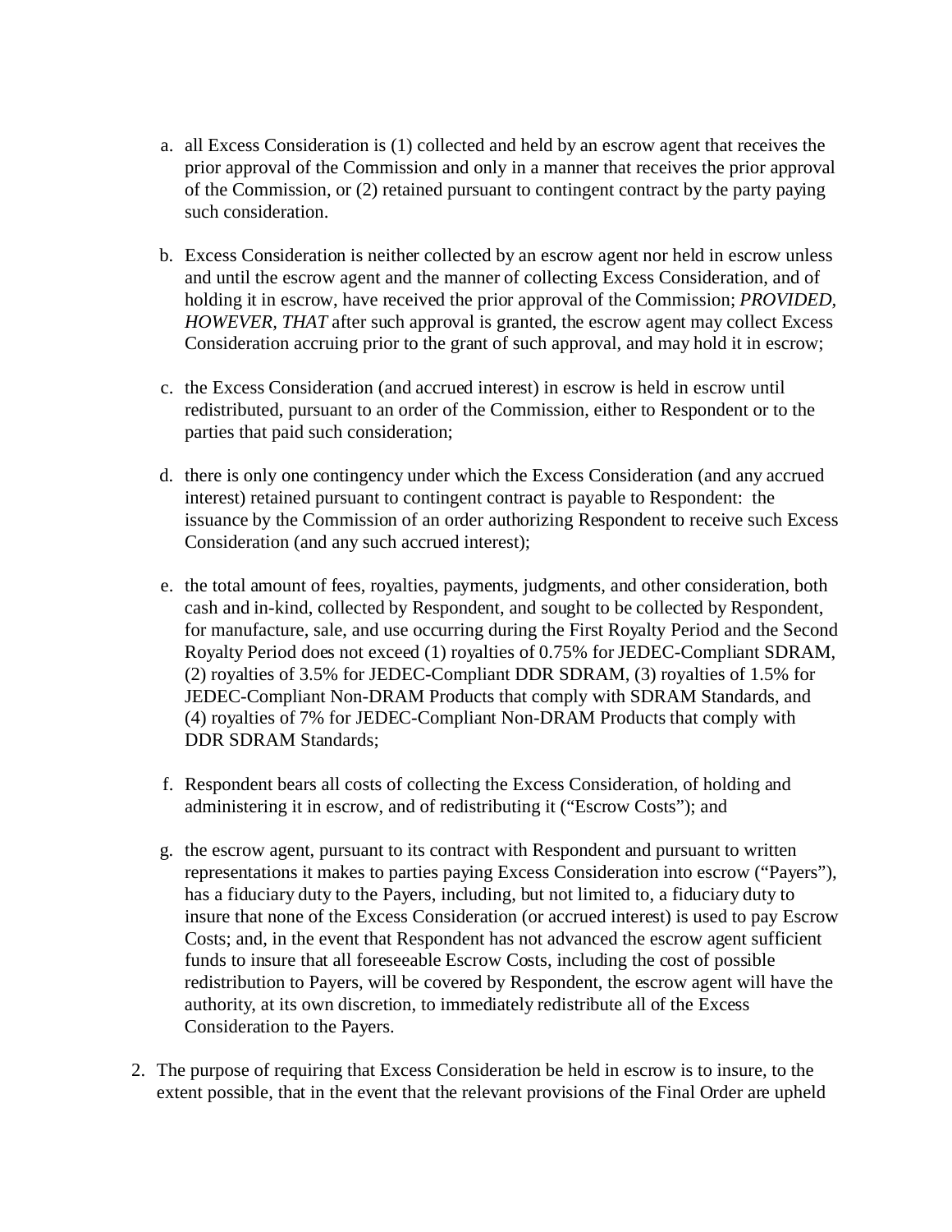a. all Excess Consideration is (1) collected and held by an escrow agent that receives the prior approval of the Commission and only in a manner that receives the prior approval of the Commission, or (2) retained pursuant to contingent contract by the party paying such consideration.

b. Excess Consideration is neither collected by an escrow agent nor held in escrow unless and until the escrow agent and the manner of collecting Excess Consideration, and of holding it in escrow, have received the prior approval of the Commission; *PROVIDED, HOWEVER, THAT* after such approval is granted, the escrow agent may collect Excess Consideration accruing prior to the grant of such approval, and may hold it in escrow;

c. the Excess Consideration (and accrued interest) in escrow is held in escrow until redistributed, pursuant to an order of the Commission, either to Respondent or to the parties that paid such consideration;

d. there is only one contingency under which the Excess Consideration (and any accrued interest) retained pursuant to contingent contract is payable to Respondent: the issuance by the Commission of an order authorizing Respondent to receive such Excess Consideration (and any such accrued interest);

e. the total amount of fees, royalties, payments, judgments, and other consideration, both cash and in-kind, collected by Respondent, and sought to be collected by Respondent, for manufacture, sale, and use occurring during the First Royalty Period and the Second Royalty Period does not exceed (1) royalties of 0.75% for JEDEC-Compliant SDRAM, (2) royalties of 3.5% for JEDEC-Compliant DDR SDRAM, (3) royalties of 1.5% for JEDEC-Compliant Non-DRAM Products that comply with SDRAM Standards, and (4) royalties of 7% for JEDEC-Compliant Non-DRAM Products that comply with DDR SDRAM Standards;

f. Respondent bears all costs of collecting the Excess Consideration, of holding and administering it in escrow, and of redistributing it ("Escrow Costs"); and

g. the escrow agent, pursuant to its contract with Respondent and pursuant to written representations it makes to parties paying Excess Consideration into escrow ("Payers"), has a fiduciary duty to the Payers, including, but not limited to, a fiduciary duty to insure that none of the Excess Consideration (or accrued interest) is used to pay Escrow Costs; and, in the event that Respondent has not advanced the escrow agent sufficient funds to insure that all foreseeable Escrow Costs, including the cost of possible redistribution to Payers, will be covered by Respondent, the escrow agent will have the authority, at its own discretion, to immediately redistribute all of the Excess Consideration to the Payers.

2. The purpose of requiring that Excess Consideration be held in escrow is to insure, to the extent possible, that in the event that the relevant provisions of the Final Order are upheld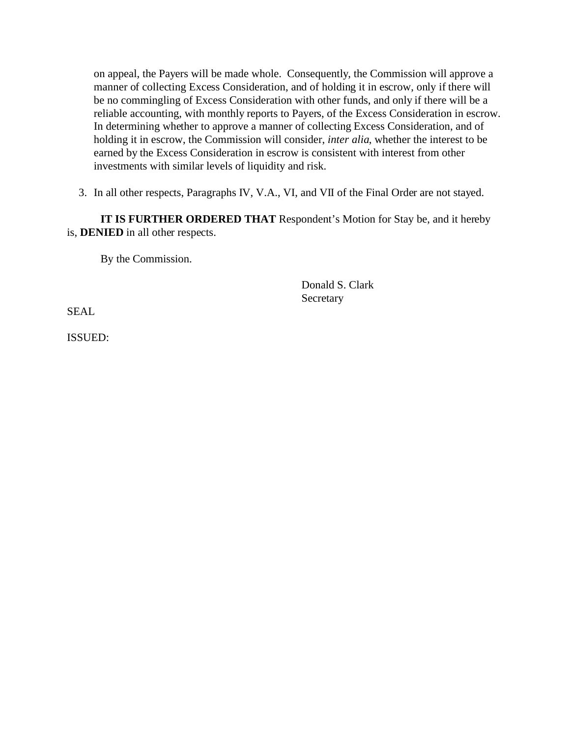on appeal, the Payers will be made whole. Consequently, the Commission will approve a manner of collecting Excess Consideration, and of holding it in escrow, only if there will be no commingling of Excess Consideration with other funds, and only if there will be a reliable accounting, with monthly reports to Payers, of the Excess Consideration in escrow. In determining whether to approve a manner of collecting Excess Consideration, and of holding it in escrow, the Commission will consider, *inter alia*, whether the interest to be earned by the Excess Consideration in escrow is consistent with interest from other investments with similar levels of liquidity and risk.

3. In all other respects, Paragraphs IV, V.A., VI, and VII of the Final Order are not stayed.

**IT IS FURTHER ORDERED THAT** Respondent's Motion for Stay be, and it hereby is, **DENIED** in all other respects.

By the Commission.

Donald S. Clark
Secretary

SEAL

ISSUED: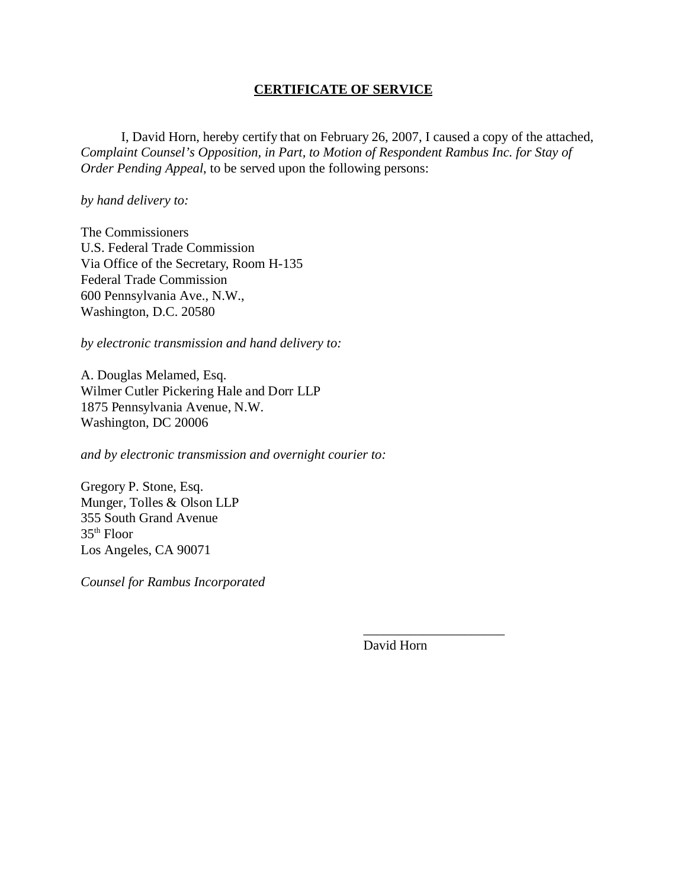## CERTIFICATE OF SERVICE

I, David Horn, hereby certify that on February 26, 2007, I caused a copy of the attached, *Complaint Counsel's Opposition, in Part, to Motion of Respondent Rambus Inc. for Stay of Order Pending Appeal*, to be served upon the following persons:

*by hand delivery to:*

The Commissioners
U.S. Federal Trade Commission
Via Office of the Secretary, Room H-135
Federal Trade Commission
600 Pennsylvania Ave., N.W.,
Washington, D.C. 20580

*by electronic transmission and hand delivery to:*

A. Douglas Melamed, Esq.
Wilmer Cutler Pickering Hale and Dorr LLP
1875 Pennsylvania Avenue, N.W.
Washington, DC 20006

*and by electronic transmission and overnight courier to:*

Gregory P. Stone, Esq.
Munger, Tolles & Olson LLP
355 South Grand Avenue
35th Floor
Los Angeles, CA 90071

*Counsel for Rambus Incorporated*

_____________________
David Horn